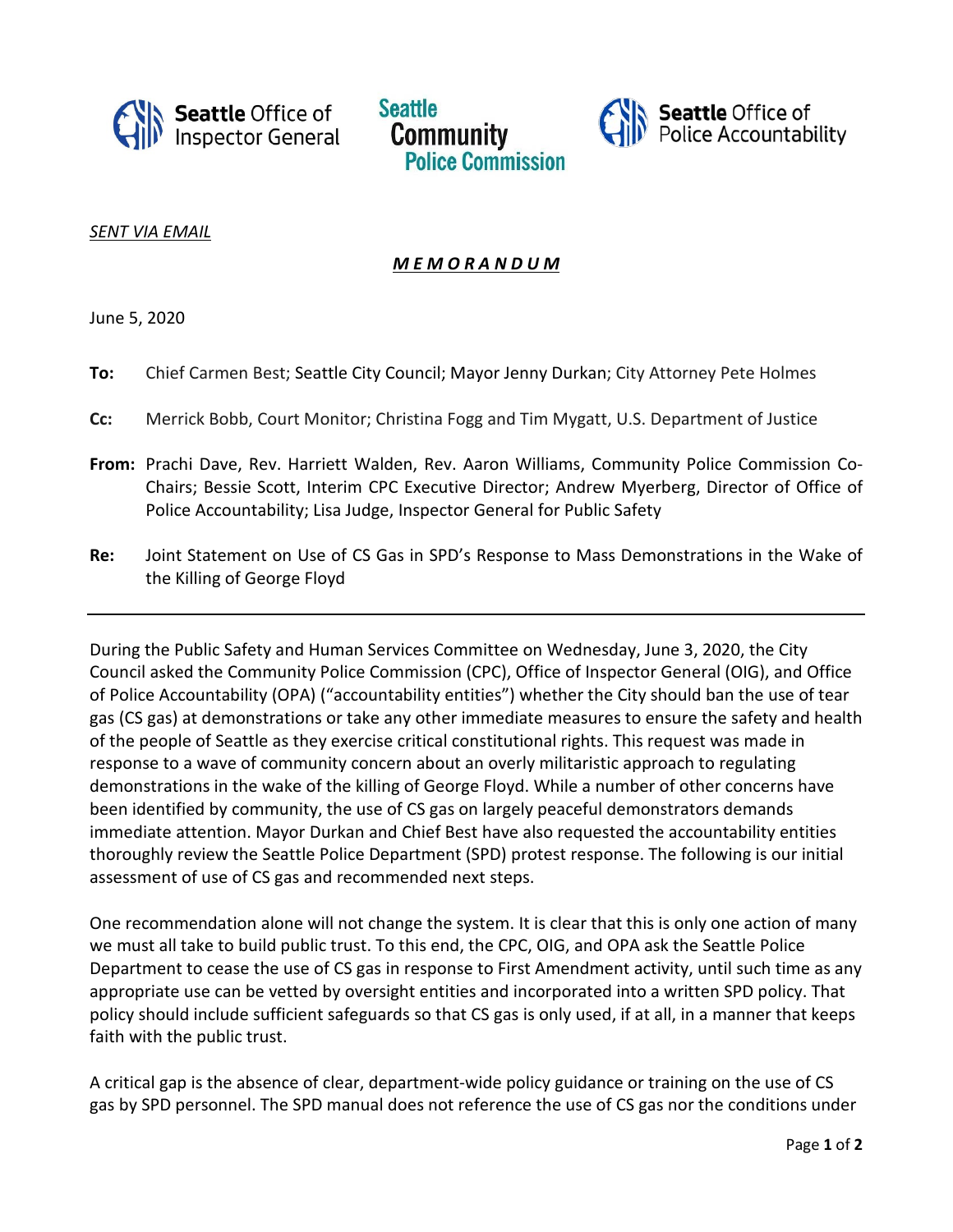Seattle Office of Inspector General | Seattle Community Police Commission | Seattle Office of Police Accountability

*SENT VIA EMAIL*

***MEMORANDUM***

June 5, 2020

**To:** Chief Carmen Best; Seattle City Council; Mayor Jenny Durkan; City Attorney Pete Holmes

**Cc:** Merrick Bobb, Court Monitor; Christina Fogg and Tim Mygatt, U.S. Department of Justice

**From:** Prachi Dave, Rev. Harriett Walden, Rev. Aaron Williams, Community Police Commission Co-Chairs; Bessie Scott, Interim CPC Executive Director; Andrew Myerberg, Director of Office of Police Accountability; Lisa Judge, Inspector General for Public Safety

**Re:** Joint Statement on Use of CS Gas in SPD's Response to Mass Demonstrations in the Wake of the Killing of George Floyd

---

During the Public Safety and Human Services Committee on Wednesday, June 3, 2020, the City Council asked the Community Police Commission (CPC), Office of Inspector General (OIG), and Office of Police Accountability (OPA) ("accountability entities") whether the City should ban the use of tear gas (CS gas) at demonstrations or take any other immediate measures to ensure the safety and health of the people of Seattle as they exercise critical constitutional rights. This request was made in response to a wave of community concern about an overly militaristic approach to regulating demonstrations in the wake of the killing of George Floyd. While a number of other concerns have been identified by community, the use of CS gas on largely peaceful demonstrators demands immediate attention. Mayor Durkan and Chief Best have also requested the accountability entities thoroughly review the Seattle Police Department (SPD) protest response. The following is our initial assessment of use of CS gas and recommended next steps.

One recommendation alone will not change the system. It is clear that this is only one action of many we must all take to build public trust. To this end, the CPC, OIG, and OPA ask the Seattle Police Department to cease the use of CS gas in response to First Amendment activity, until such time as any appropriate use can be vetted by oversight entities and incorporated into a written SPD policy. That policy should include sufficient safeguards so that CS gas is only used, if at all, in a manner that keeps faith with the public trust.

A critical gap is the absence of clear, department-wide policy guidance or training on the use of CS gas by SPD personnel. The SPD manual does not reference the use of CS gas nor the conditions under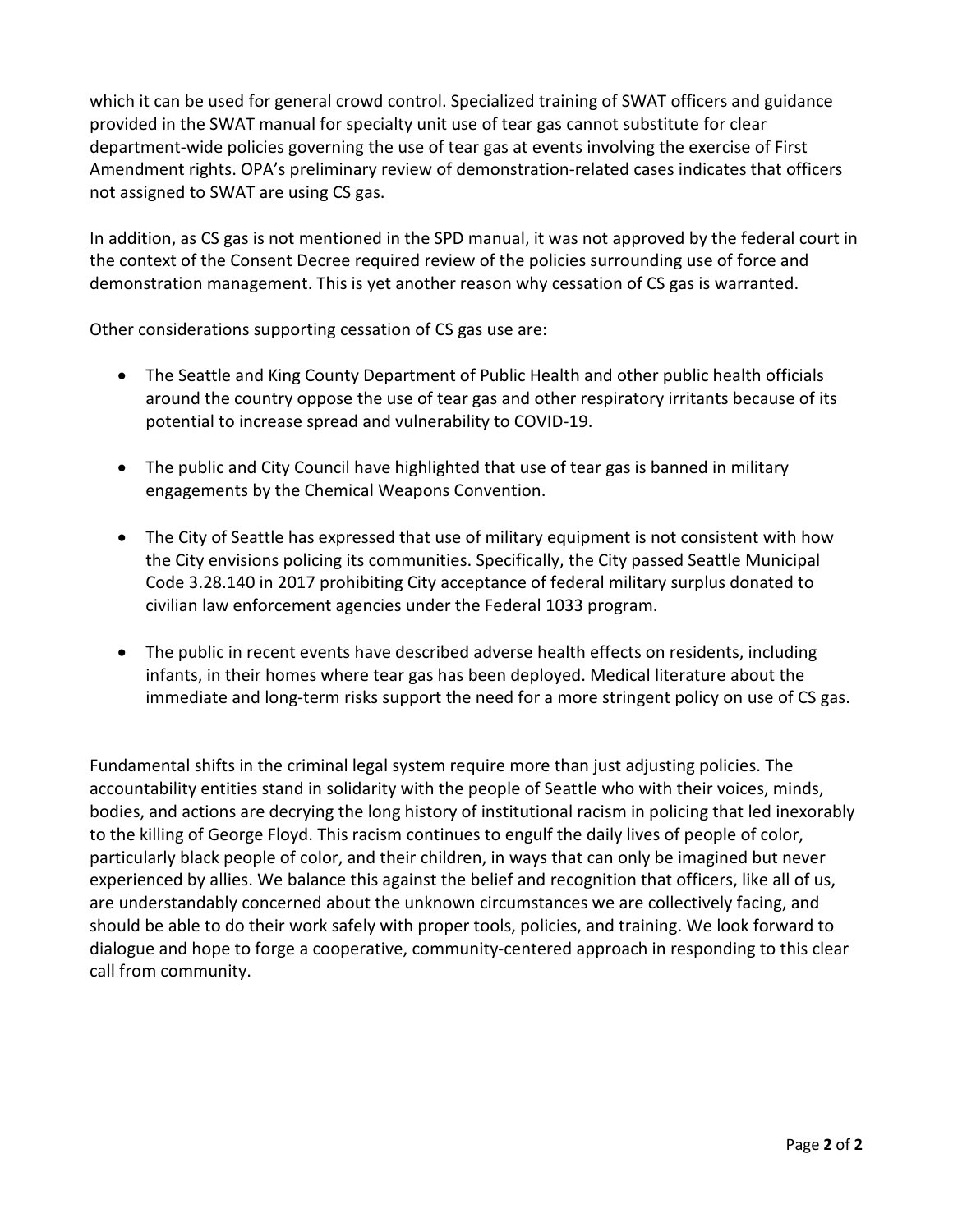which it can be used for general crowd control. Specialized training of SWAT officers and guidance provided in the SWAT manual for specialty unit use of tear gas cannot substitute for clear department-wide policies governing the use of tear gas at events involving the exercise of First Amendment rights. OPA's preliminary review of demonstration-related cases indicates that officers not assigned to SWAT are using CS gas.

In addition, as CS gas is not mentioned in the SPD manual, it was not approved by the federal court in the context of the Consent Decree required review of the policies surrounding use of force and demonstration management. This is yet another reason why cessation of CS gas is warranted.

Other considerations supporting cessation of CS gas use are:

- The Seattle and King County Department of Public Health and other public health officials around the country oppose the use of tear gas and other respiratory irritants because of its potential to increase spread and vulnerability to COVID-19.
- The public and City Council have highlighted that use of tear gas is banned in military engagements by the Chemical Weapons Convention.
- The City of Seattle has expressed that use of military equipment is not consistent with how the City envisions policing its communities. Specifically, the City passed Seattle Municipal Code 3.28.140 in 2017 prohibiting City acceptance of federal military surplus donated to civilian law enforcement agencies under the Federal 1033 program.
- The public in recent events have described adverse health effects on residents, including infants, in their homes where tear gas has been deployed. Medical literature about the immediate and long-term risks support the need for a more stringent policy on use of CS gas.

Fundamental shifts in the criminal legal system require more than just adjusting policies. The accountability entities stand in solidarity with the people of Seattle who with their voices, minds, bodies, and actions are decrying the long history of institutional racism in policing that led inexorably to the killing of George Floyd. This racism continues to engulf the daily lives of people of color, particularly black people of color, and their children, in ways that can only be imagined but never experienced by allies. We balance this against the belief and recognition that officers, like all of us, are understandably concerned about the unknown circumstances we are collectively facing, and should be able to do their work safely with proper tools, policies, and training. We look forward to dialogue and hope to forge a cooperative, community-centered approach in responding to this clear call from community.